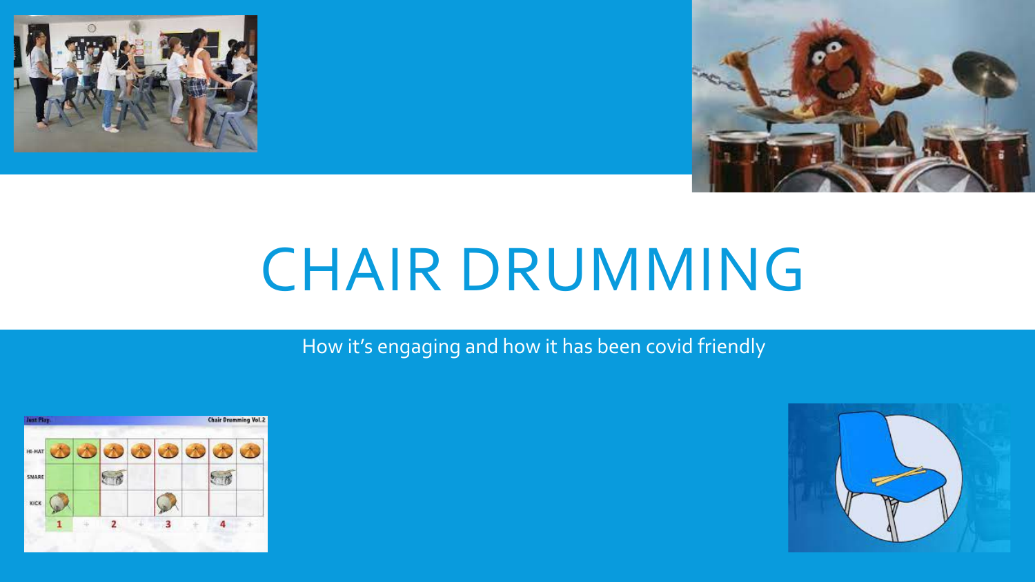# CHAIR DRUMMING

How it's engaging and how it has been covid friendly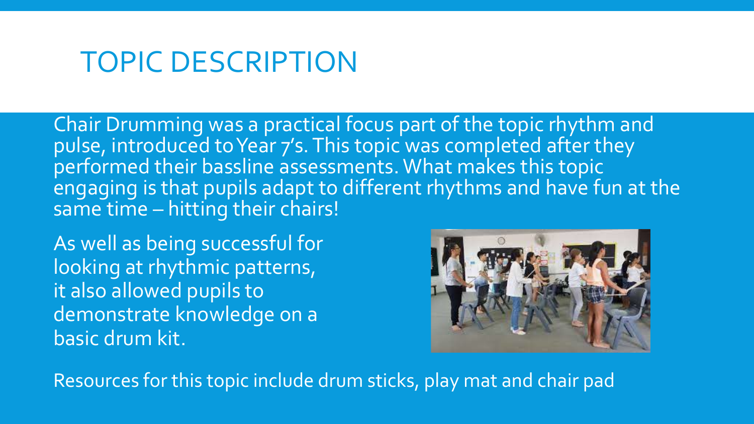# TOPIC DESCRIPTION

Chair Drumming was a practical focus part of the topic rhythm and pulse, introduced to Year 7's. This topic was completed after they performed their bassline assessments. What makes this topic engaging is that pupils adapt to different rhythms and have fun at the same time – hitting their chairs!

As well as being successful for looking at rhythmic patterns, it also allowed pupils to demonstrate knowledge on a basic drum kit.

Resources for this topic include drum sticks, play mat and chair pad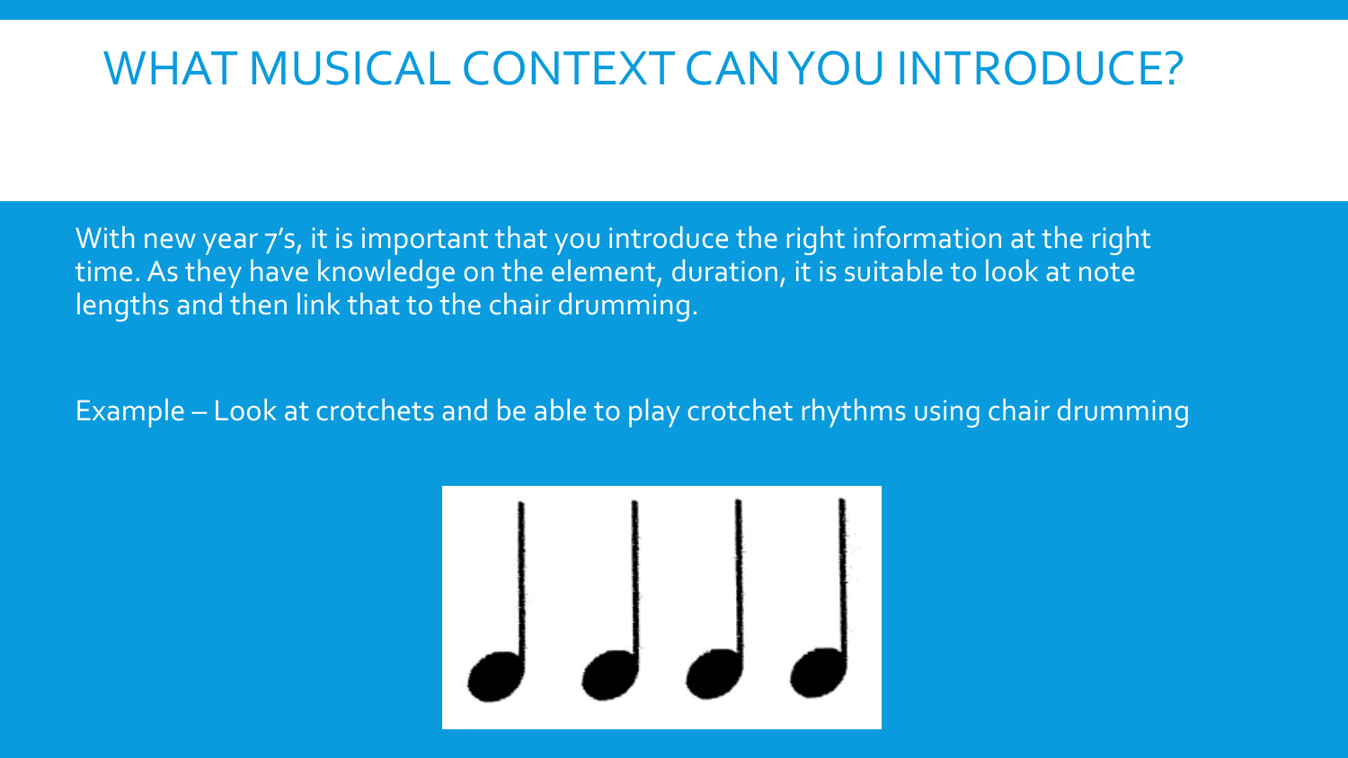# WHAT MUSICAL CONTEXT CAN YOU INTRODUCE?

With new year 7's, it is important that you introduce the right information at the right time. As they have knowledge on the element, duration, it is suitable to look at note lengths and then link that to the chair drumming.

Example – Look at crotchets and be able to play crotchet rhythms using chair drumming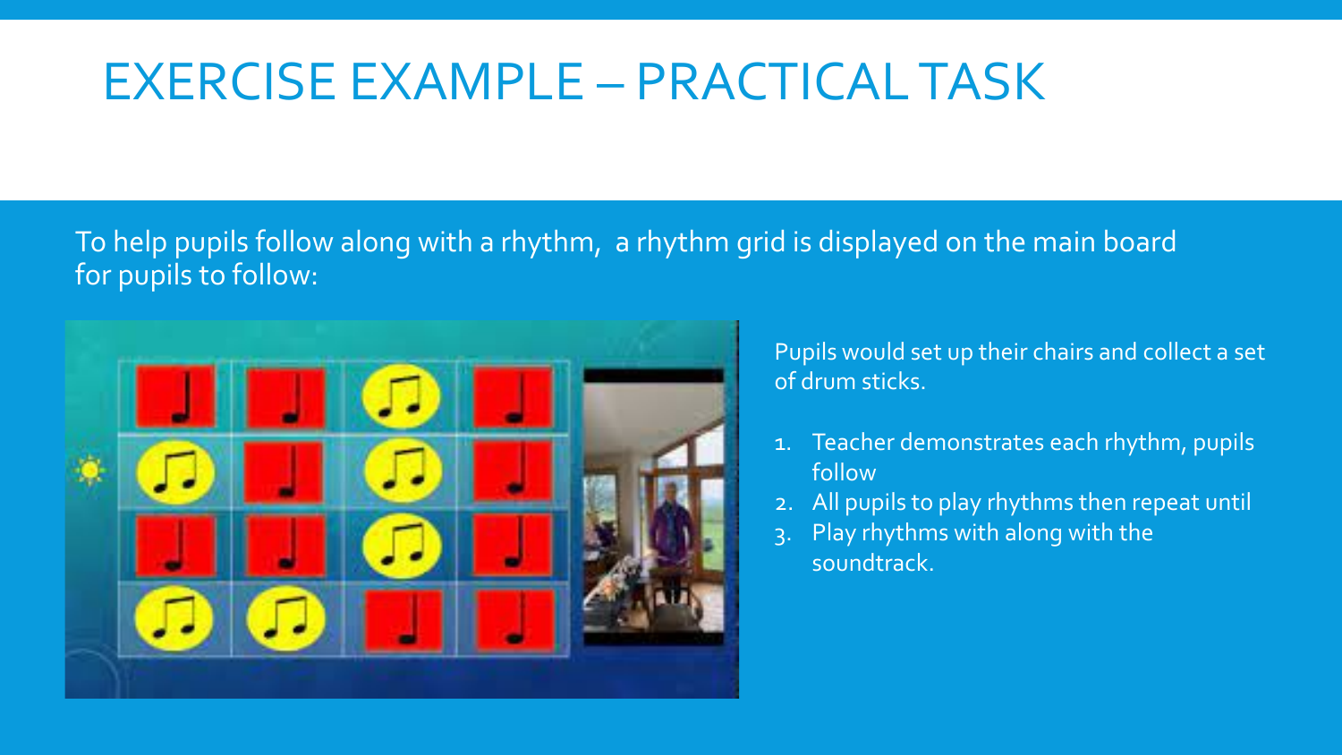# EXERCISE EXAMPLE – PRACTICAL TASK

To help pupils follow along with a rhythm, a rhythm grid is displayed on the main board for pupils to follow:

Pupils would set up their chairs and collect a set of drum sticks.

1. Teacher demonstrates each rhythm, pupils follow
2. All pupils to play rhythms then repeat until
3. Play rhythms with along with the soundtrack.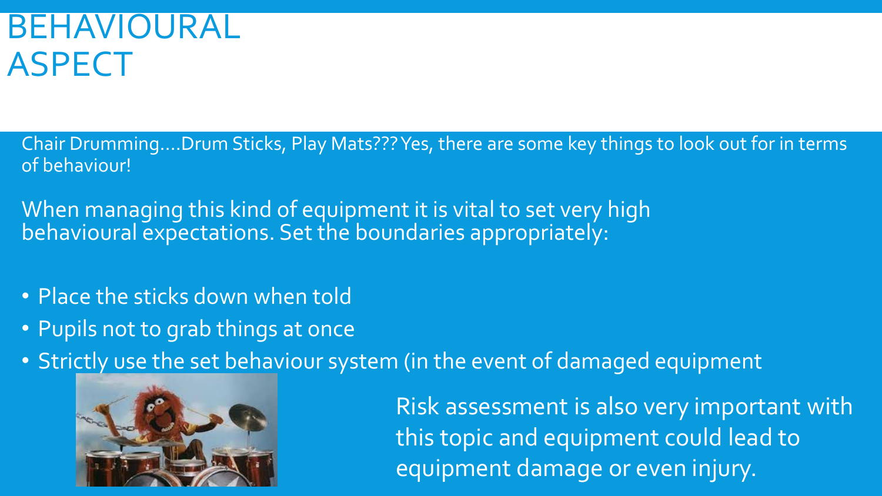# BEHAVIOURAL ASPECT

Chair Drumming….Drum Sticks, Play Mats??? Yes, there are some key things to look out for in terms of behaviour!

When managing this kind of equipment it is vital to set very high behavioural expectations. Set the boundaries appropriately:

- Place the sticks down when told
- Pupils not to grab things at once
- Strictly use the set behaviour system (in the event of damaged equipment

Risk assessment is also very important with this topic and equipment could lead to equipment damage or even injury.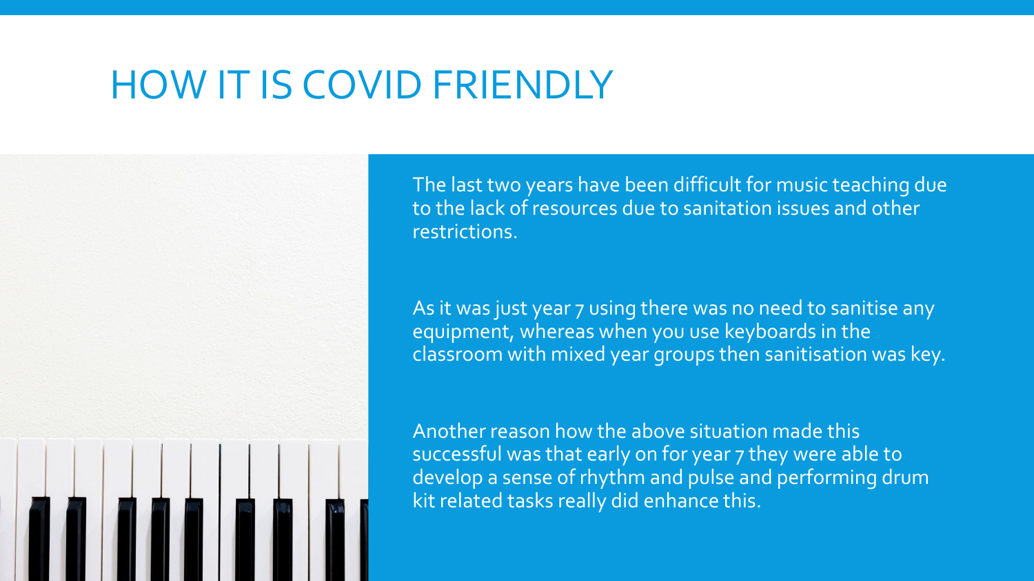# HOW IT IS COVID FRIENDLY

The last two years have been difficult for music teaching due to the lack of resources due to sanitation issues and other restrictions.

As it was just year 7 using there was no need to sanitise any equipment, whereas when you use keyboards in the classroom with mixed year groups then sanitisation was key.

Another reason how the above situation made this successful was that early on for year 7 they were able to develop a sense of rhythm and pulse and performing drum kit related tasks really did enhance this.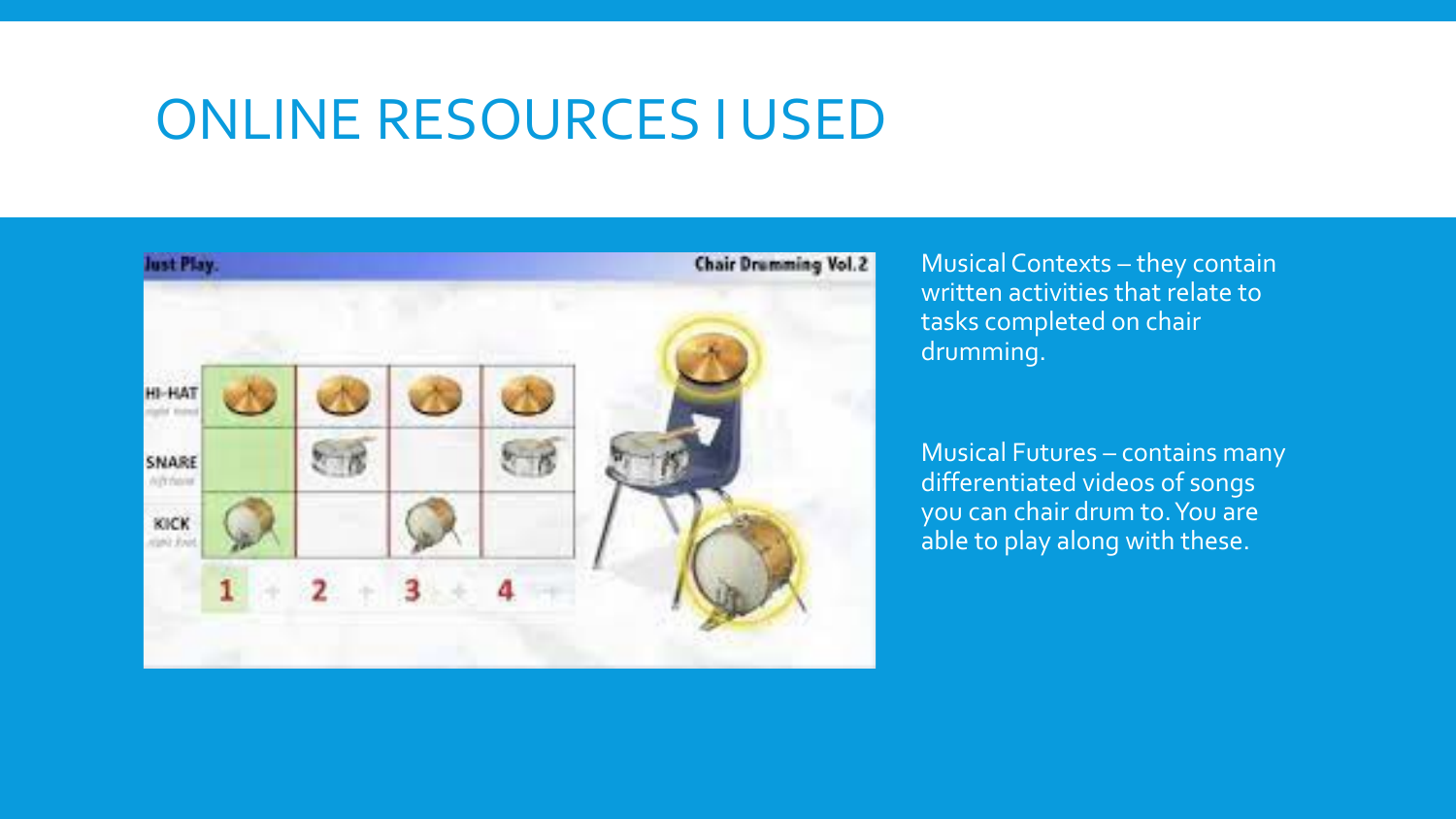# ONLINE RESOURCES I USED

Musical Contexts – they contain written activities that relate to tasks completed on chair drumming.

Musical Futures – contains many differentiated videos of songs you can chair drum to. You are able to play along with these.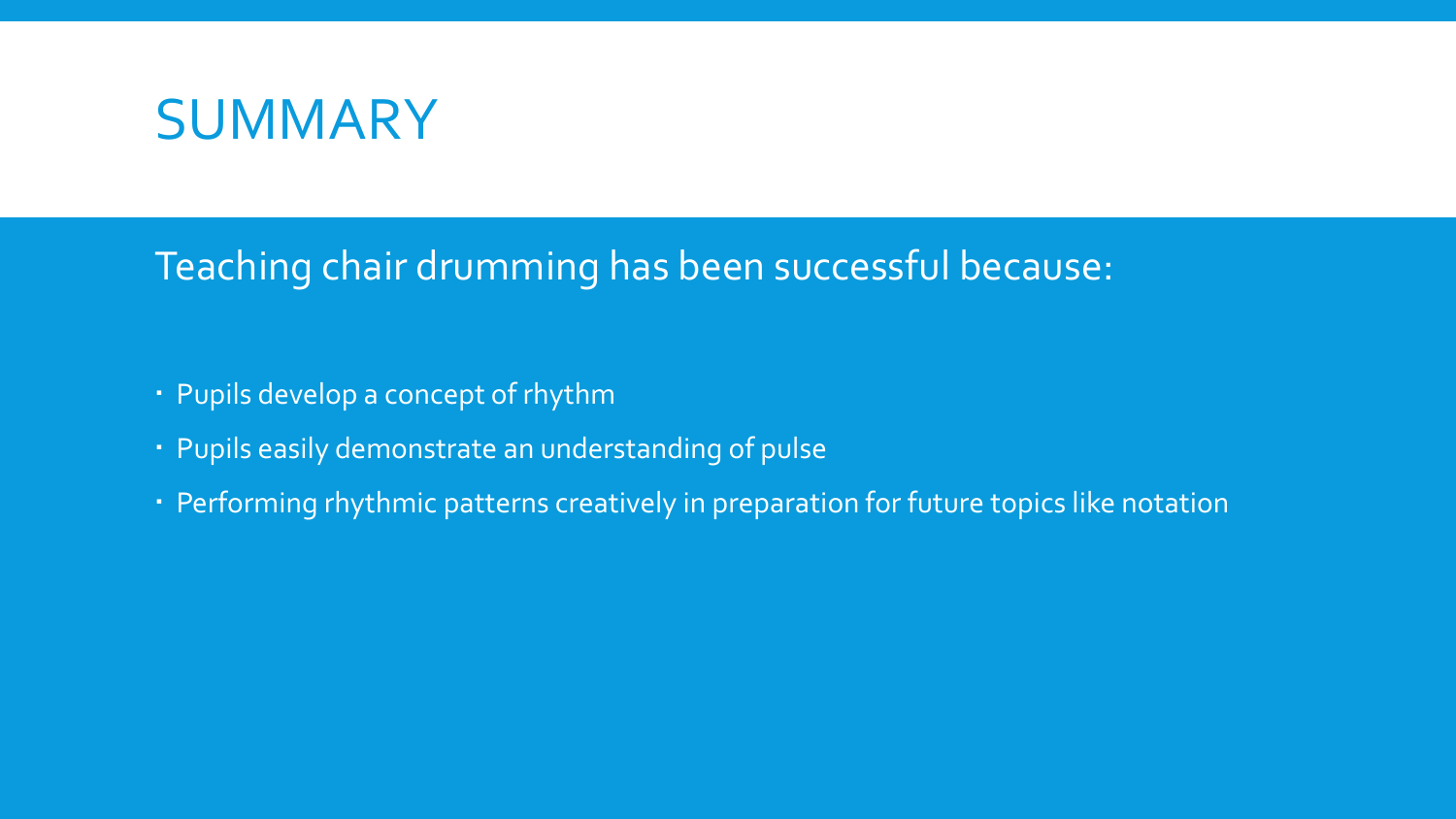# SUMMARY

Teaching chair drumming has been successful because:

- Pupils develop a concept of rhythm
- Pupils easily demonstrate an understanding of pulse
- Performing rhythmic patterns creatively in preparation for future topics like notation